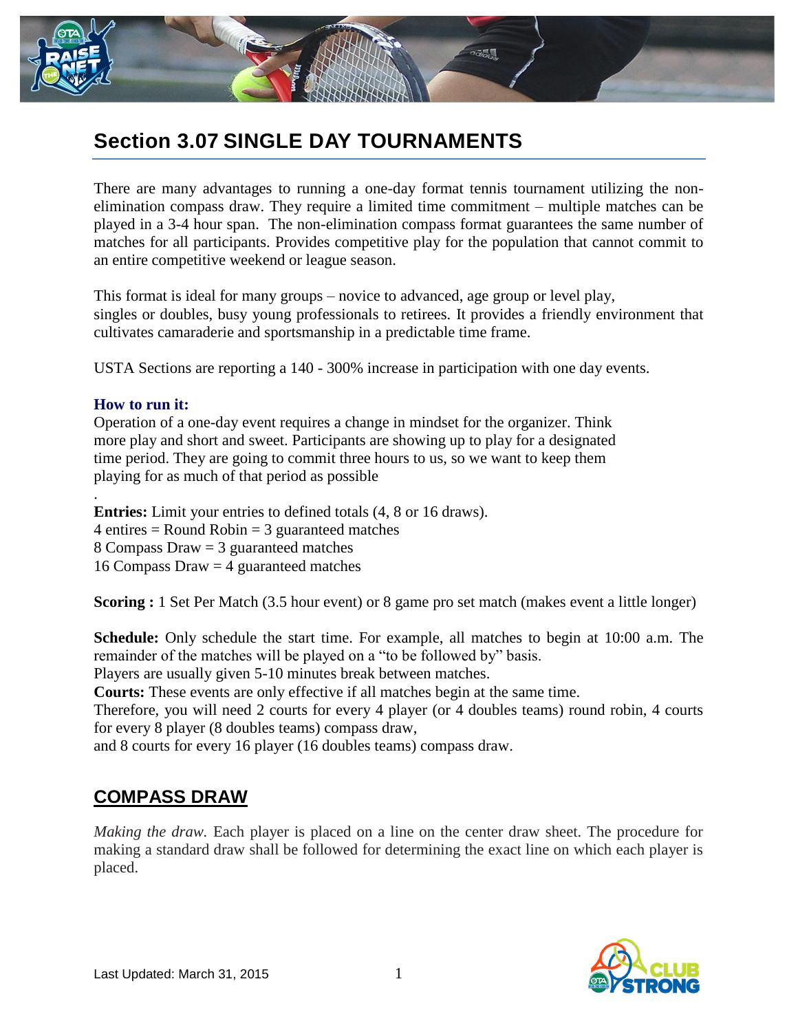# Section 3.07 SINGLE DAY TOURNAMENTS

There are many advantages to running a one-day format tennis tournament utilizing the non-elimination compass draw. They require a limited time commitment – multiple matches can be played in a 3-4 hour span. The non-elimination compass format guarantees the same number of matches for all participants. Provides competitive play for the population that cannot commit to an entire competitive weekend or league season.

This format is ideal for many groups – novice to advanced, age group or level play, singles or doubles, busy young professionals to retirees. It provides a friendly environment that cultivates camaraderie and sportsmanship in a predictable time frame.

USTA Sections are reporting a 140 - 300% increase in participation with one day events.

**How to run it:**

Operation of a one-day event requires a change in mindset for the organizer. Think more play and short and sweet. Participants are showing up to play for a designated time period. They are going to commit three hours to us, so we want to keep them playing for as much of that period as possible

.

**Entries:** Limit your entries to defined totals (4, 8 or 16 draws).
4 entires = Round Robin = 3 guaranteed matches
8 Compass Draw = 3 guaranteed matches
16 Compass Draw = 4 guaranteed matches

**Scoring :** 1 Set Per Match (3.5 hour event) or 8 game pro set match (makes event a little longer)

**Schedule:** Only schedule the start time. For example, all matches to begin at 10:00 a.m. The remainder of the matches will be played on a "to be followed by" basis.
Players are usually given 5-10 minutes break between matches.
**Courts:** These events are only effective if all matches begin at the same time.
Therefore, you will need 2 courts for every 4 player (or 4 doubles teams) round robin, 4 courts for every 8 player (8 doubles teams) compass draw,
and 8 courts for every 16 player (16 doubles teams) compass draw.

## COMPASS DRAW

*Making the draw.* Each player is placed on a line on the center draw sheet. The procedure for making a standard draw shall be followed for determining the exact line on which each player is placed.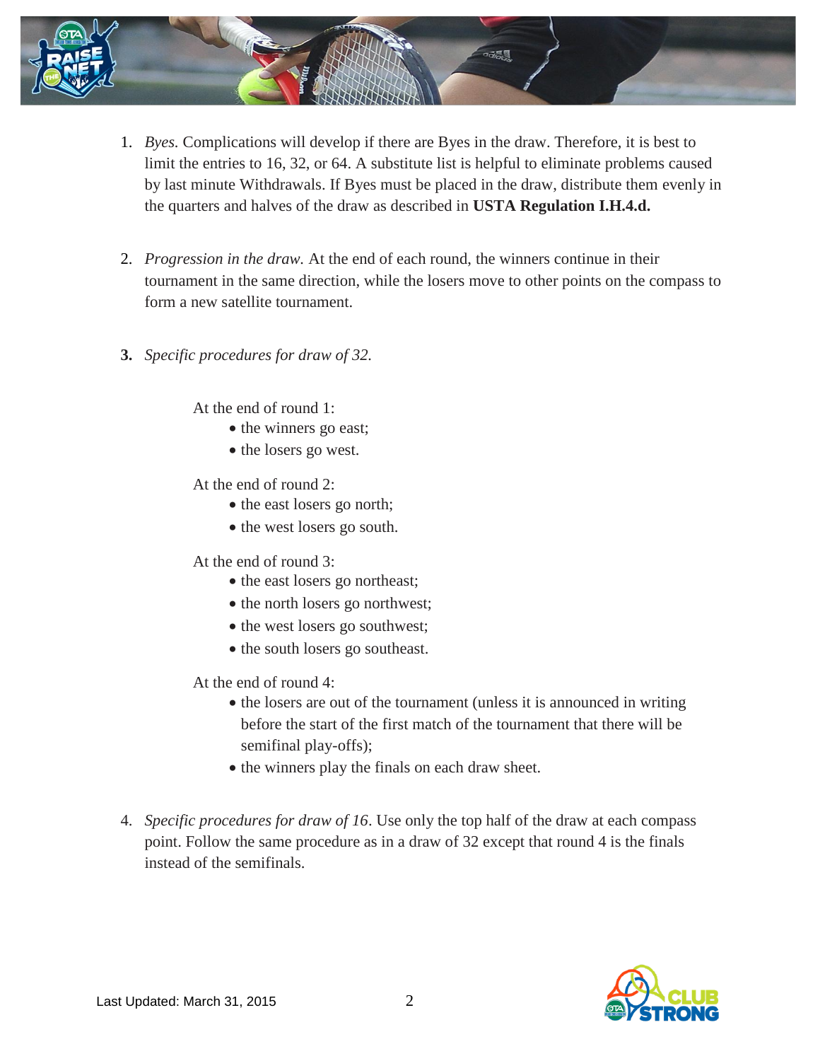1. *Byes.* Complications will develop if there are Byes in the draw. Therefore, it is best to limit the entries to 16, 32, or 64. A substitute list is helpful to eliminate problems caused by last minute Withdrawals. If Byes must be placed in the draw, distribute them evenly in the quarters and halves of the draw as described in **USTA Regulation I.H.4.d.**

2. *Progression in the draw.* At the end of each round, the winners continue in their tournament in the same direction, while the losers move to other points on the compass to form a new satellite tournament.

3. *Specific procedures for draw of 32.*

   At the end of round 1:
   - the winners go east;
   - the losers go west.

   At the end of round 2:
   - the east losers go north;
   - the west losers go south.

   At the end of round 3:
   - the east losers go northeast;
   - the north losers go northwest;
   - the west losers go southwest;
   - the south losers go southeast.

   At the end of round 4:
   - the losers are out of the tournament (unless it is announced in writing before the start of the first match of the tournament that there will be semifinal play-offs);
   - the winners play the finals on each draw sheet.

4. *Specific procedures for draw of 16*. Use only the top half of the draw at each compass point. Follow the same procedure as in a draw of 32 except that round 4 is the finals instead of the semifinals.

Last Updated: March 31, 2015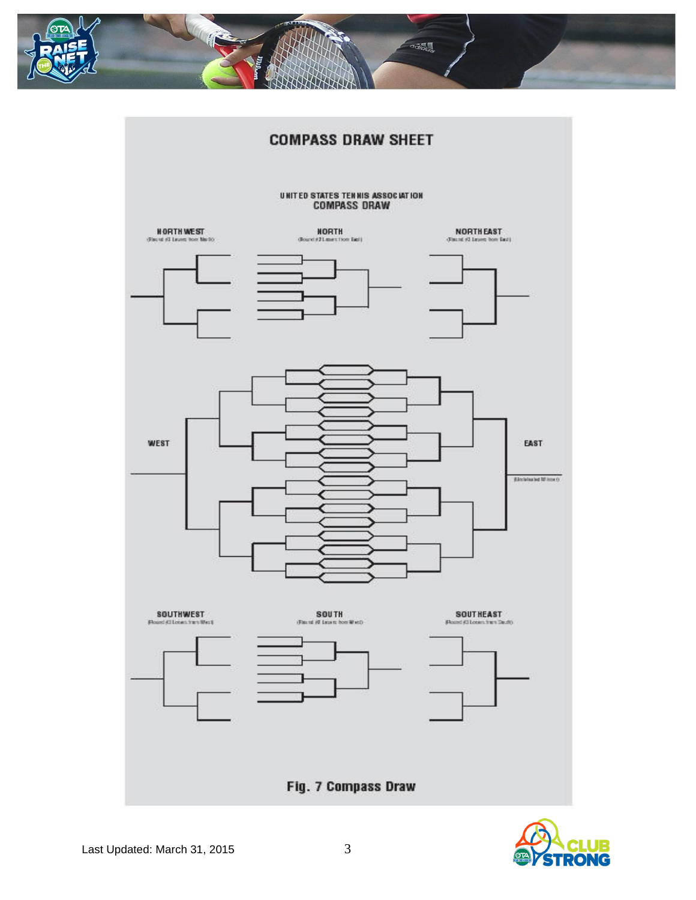## COMPASS DRAW SHEET

UNITED STATES TENNIS ASSOCIATION
COMPASS DRAW

NORTHWEST
(Round #3 Losers from North)

NORTH
(Round #2 Losers from East)

NORTHEAST
(Round #3 Losers from East)

WEST

EAST

(Undefeated Winner)

SOUTHWEST
(Round #3 Losers from West)

SOUTH
(Round #2 Losers from West)

SOUTHEAST
(Round #3 Losers from South)

**Fig. 7 Compass Draw**

Last Updated: March 31, 2015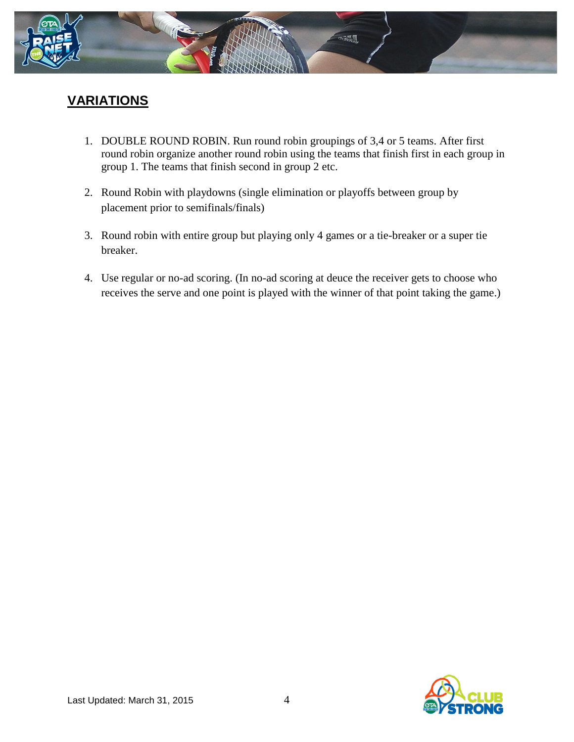## VARIATIONS

1. DOUBLE ROUND ROBIN. Run round robin groupings of 3,4 or 5 teams. After first round robin organize another round robin using the teams that finish first in each group in group 1. The teams that finish second in group 2 etc.

2. Round Robin with playdowns (single elimination or playoffs between group by placement prior to semifinals/finals)

3. Round robin with entire group but playing only 4 games or a tie-breaker or a super tie breaker.

4. Use regular or no-ad scoring. (In no-ad scoring at deuce the receiver gets to choose who receives the serve and one point is played with the winner of that point taking the game.)

Last Updated: March 31, 2015